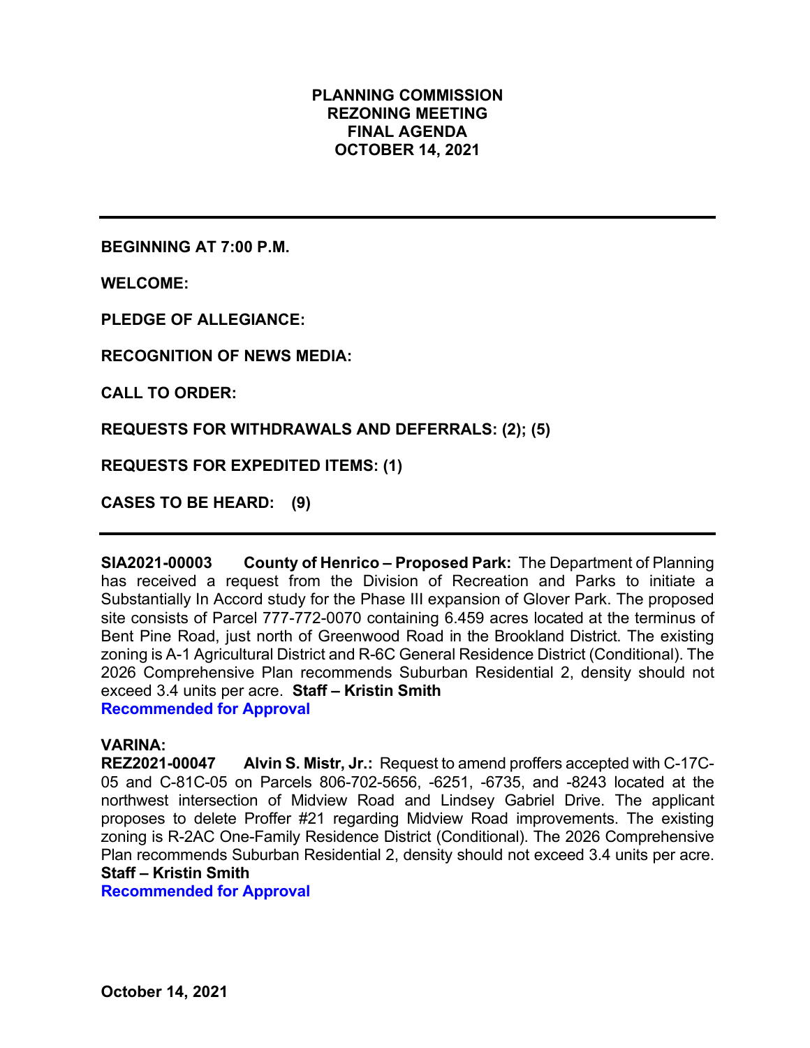# PLANNING COMMISSION
# REZONING MEETING
# FINAL AGENDA
# OCTOBER 14, 2021

---

**BEGINNING AT 7:00 P.M.**

**WELCOME:**

**PLEDGE OF ALLEGIANCE:**

**RECOGNITION OF NEWS MEDIA:**

**CALL TO ORDER:**

**REQUESTS FOR WITHDRAWALS AND DEFERRALS: (2); (5)**

**REQUESTS FOR EXPEDITED ITEMS: (1)**

**CASES TO BE HEARD: (9)**

---

**SIA2021-00003 County of Henrico – Proposed Park:** The Department of Planning has received a request from the Division of Recreation and Parks to initiate a Substantially In Accord study for the Phase III expansion of Glover Park. The proposed site consists of Parcel 777-772-0070 containing 6.459 acres located at the terminus of Bent Pine Road, just north of Greenwood Road in the Brookland District. The existing zoning is A-1 Agricultural District and R-6C General Residence District (Conditional). The 2026 Comprehensive Plan recommends Suburban Residential 2, density should not exceed 3.4 units per acre. **Staff – Kristin Smith**
**Recommended for Approval**

**VARINA:**
**REZ2021-00047 Alvin S. Mistr, Jr.:** Request to amend proffers accepted with C-17C-05 and C-81C-05 on Parcels 806-702-5656, -6251, -6735, and -8243 located at the northwest intersection of Midview Road and Lindsey Gabriel Drive. The applicant proposes to delete Proffer #21 regarding Midview Road improvements. The existing zoning is R-2AC One-Family Residence District (Conditional). The 2026 Comprehensive Plan recommends Suburban Residential 2, density should not exceed 3.4 units per acre.
**Staff – Kristin Smith**
**Recommended for Approval**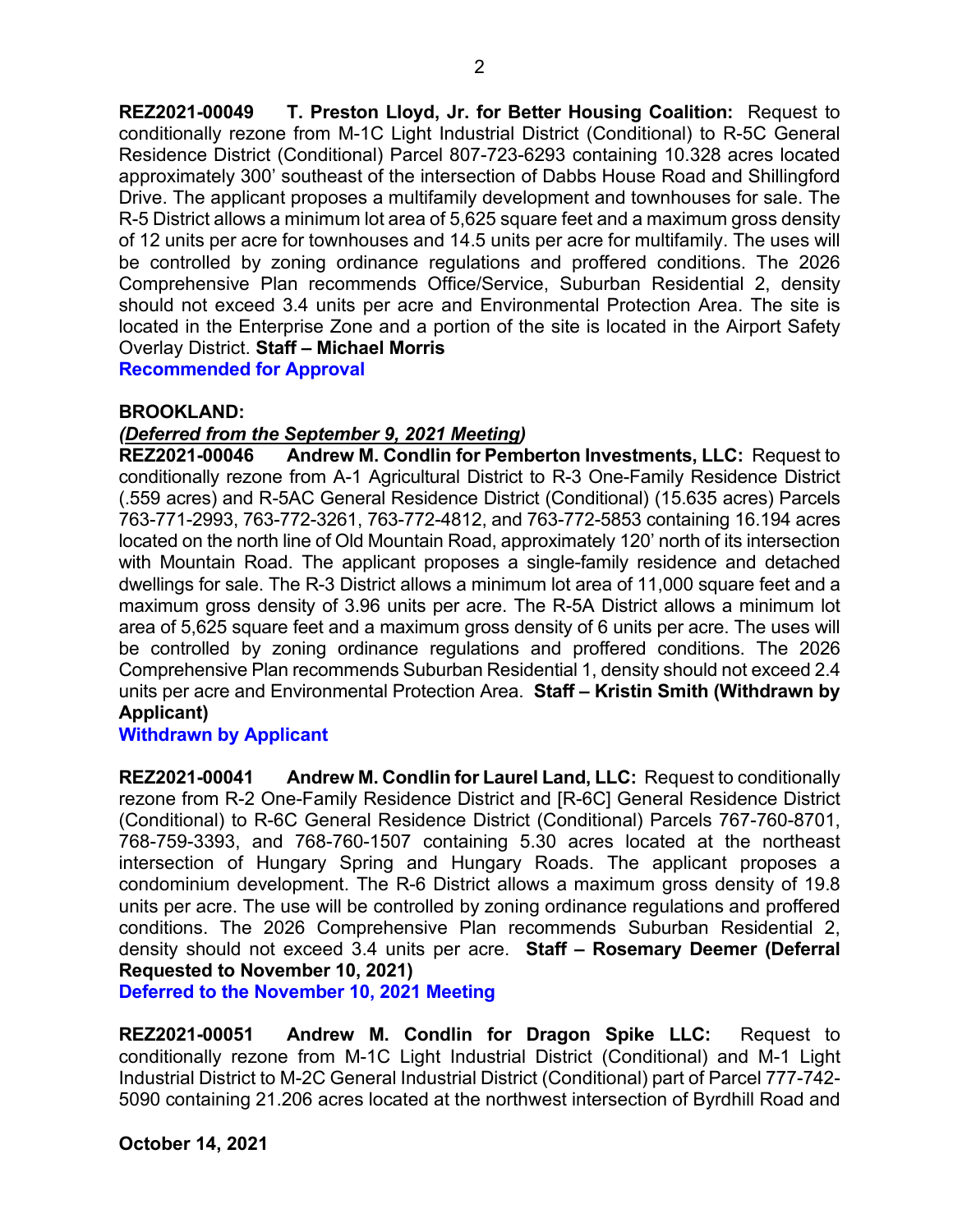**REZ2021-00049 T. Preston Lloyd, Jr. for Better Housing Coalition:** Request to conditionally rezone from M-1C Light Industrial District (Conditional) to R-5C General Residence District (Conditional) Parcel 807-723-6293 containing 10.328 acres located approximately 300' southeast of the intersection of Dabbs House Road and Shillingford Drive. The applicant proposes a multifamily development and townhouses for sale. The R-5 District allows a minimum lot area of 5,625 square feet and a maximum gross density of 12 units per acre for townhouses and 14.5 units per acre for multifamily. The uses will be controlled by zoning ordinance regulations and proffered conditions. The 2026 Comprehensive Plan recommends Office/Service, Suburban Residential 2, density should not exceed 3.4 units per acre and Environmental Protection Area. The site is located in the Enterprise Zone and a portion of the site is located in the Airport Safety Overlay District. **Staff – Michael Morris**

**Recommended for Approval**

**BROOKLAND:**

***(Deferred from the September 9, 2021 Meeting)***

**REZ2021-00046 Andrew M. Condlin for Pemberton Investments, LLC:** Request to conditionally rezone from A-1 Agricultural District to R-3 One-Family Residence District (.559 acres) and R-5AC General Residence District (Conditional) (15.635 acres) Parcels 763-771-2993, 763-772-3261, 763-772-4812, and 763-772-5853 containing 16.194 acres located on the north line of Old Mountain Road, approximately 120' north of its intersection with Mountain Road. The applicant proposes a single-family residence and detached dwellings for sale. The R-3 District allows a minimum lot area of 11,000 square feet and a maximum gross density of 3.96 units per acre. The R-5A District allows a minimum lot area of 5,625 square feet and a maximum gross density of 6 units per acre. The uses will be controlled by zoning ordinance regulations and proffered conditions. The 2026 Comprehensive Plan recommends Suburban Residential 1, density should not exceed 2.4 units per acre and Environmental Protection Area. **Staff – Kristin Smith (Withdrawn by Applicant)**

**Withdrawn by Applicant**

**REZ2021-00041 Andrew M. Condlin for Laurel Land, LLC:** Request to conditionally rezone from R-2 One-Family Residence District and [R-6C] General Residence District (Conditional) to R-6C General Residence District (Conditional) Parcels 767-760-8701, 768-759-3393, and 768-760-1507 containing 5.30 acres located at the northeast intersection of Hungary Spring and Hungary Roads. The applicant proposes a condominium development. The R-6 District allows a maximum gross density of 19.8 units per acre. The use will be controlled by zoning ordinance regulations and proffered conditions. The 2026 Comprehensive Plan recommends Suburban Residential 2, density should not exceed 3.4 units per acre. **Staff – Rosemary Deemer (Deferral Requested to November 10, 2021)**

**Deferred to the November 10, 2021 Meeting**

**REZ2021-00051 Andrew M. Condlin for Dragon Spike LLC:** Request to conditionally rezone from M-1C Light Industrial District (Conditional) and M-1 Light Industrial District to M-2C General Industrial District (Conditional) part of Parcel 777-742-5090 containing 21.206 acres located at the northwest intersection of Byrdhill Road and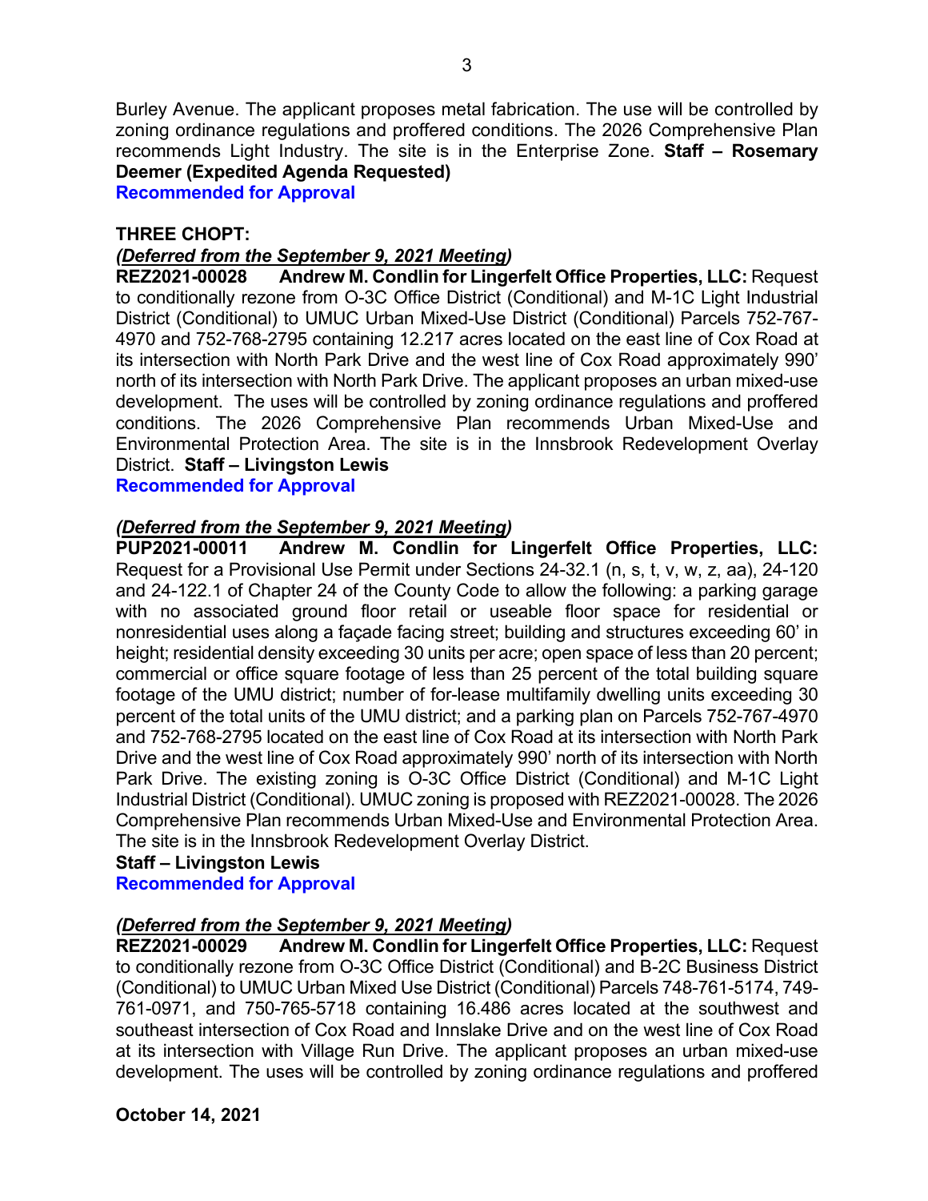Burley Avenue. The applicant proposes metal fabrication. The use will be controlled by zoning ordinance regulations and proffered conditions. The 2026 Comprehensive Plan recommends Light Industry. The site is in the Enterprise Zone. **Staff – Rosemary Deemer (Expedited Agenda Requested)**

**Recommended for Approval**

**THREE CHOPT:**

***(Deferred from the September 9, 2021 Meeting)***

**REZ2021-00028 Andrew M. Condlin for Lingerfelt Office Properties, LLC:** Request to conditionally rezone from O-3C Office District (Conditional) and M-1C Light Industrial District (Conditional) to UMUC Urban Mixed-Use District (Conditional) Parcels 752-767-4970 and 752-768-2795 containing 12.217 acres located on the east line of Cox Road at its intersection with North Park Drive and the west line of Cox Road approximately 990' north of its intersection with North Park Drive. The applicant proposes an urban mixed-use development. The uses will be controlled by zoning ordinance regulations and proffered conditions. The 2026 Comprehensive Plan recommends Urban Mixed-Use and Environmental Protection Area. The site is in the Innsbrook Redevelopment Overlay District. **Staff – Livingston Lewis**

**Recommended for Approval**

***(Deferred from the September 9, 2021 Meeting)***

**PUP2021-00011 Andrew M. Condlin for Lingerfelt Office Properties, LLC:** Request for a Provisional Use Permit under Sections 24-32.1 (n, s, t, v, w, z, aa), 24-120 and 24-122.1 of Chapter 24 of the County Code to allow the following: a parking garage with no associated ground floor retail or useable floor space for residential or nonresidential uses along a façade facing street; building and structures exceeding 60' in height; residential density exceeding 30 units per acre; open space of less than 20 percent; commercial or office square footage of less than 25 percent of the total building square footage of the UMU district; number of for-lease multifamily dwelling units exceeding 30 percent of the total units of the UMU district; and a parking plan on Parcels 752-767-4970 and 752-768-2795 located on the east line of Cox Road at its intersection with North Park Drive and the west line of Cox Road approximately 990' north of its intersection with North Park Drive. The existing zoning is O-3C Office District (Conditional) and M-1C Light Industrial District (Conditional). UMUC zoning is proposed with REZ2021-00028. The 2026 Comprehensive Plan recommends Urban Mixed-Use and Environmental Protection Area. The site is in the Innsbrook Redevelopment Overlay District.

**Staff – Livingston Lewis**

**Recommended for Approval**

***(Deferred from the September 9, 2021 Meeting)***

**REZ2021-00029 Andrew M. Condlin for Lingerfelt Office Properties, LLC:** Request to conditionally rezone from O-3C Office District (Conditional) and B-2C Business District (Conditional) to UMUC Urban Mixed Use District (Conditional) Parcels 748-761-5174, 749-761-0971, and 750-765-5718 containing 16.486 acres located at the southwest and southeast intersection of Cox Road and Innslake Drive and on the west line of Cox Road at its intersection with Village Run Drive. The applicant proposes an urban mixed-use development. The uses will be controlled by zoning ordinance regulations and proffered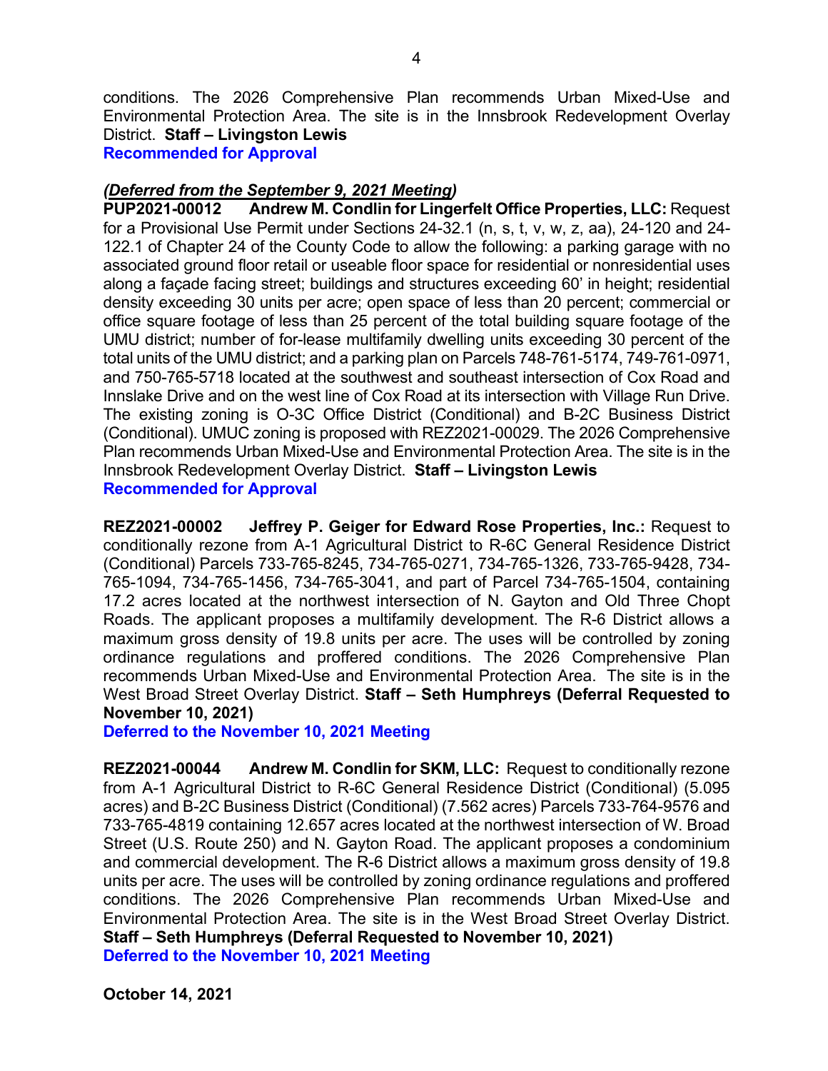conditions. The 2026 Comprehensive Plan recommends Urban Mixed-Use and Environmental Protection Area. The site is in the Innsbrook Redevelopment Overlay District. **Staff – Livingston Lewis**
**Recommended for Approval**

***(Deferred from the September 9, 2021 Meeting)***
**PUP2021-00012 Andrew M. Condlin for Lingerfelt Office Properties, LLC:** Request for a Provisional Use Permit under Sections 24-32.1 (n, s, t, v, w, z, aa), 24-120 and 24-122.1 of Chapter 24 of the County Code to allow the following: a parking garage with no associated ground floor retail or useable floor space for residential or nonresidential uses along a façade facing street; buildings and structures exceeding 60' in height; residential density exceeding 30 units per acre; open space of less than 20 percent; commercial or office square footage of less than 25 percent of the total building square footage of the UMU district; number of for-lease multifamily dwelling units exceeding 30 percent of the total units of the UMU district; and a parking plan on Parcels 748-761-5174, 749-761-0971, and 750-765-5718 located at the southwest and southeast intersection of Cox Road and Innslake Drive and on the west line of Cox Road at its intersection with Village Run Drive. The existing zoning is O-3C Office District (Conditional) and B-2C Business District (Conditional). UMUC zoning is proposed with REZ2021-00029. The 2026 Comprehensive Plan recommends Urban Mixed-Use and Environmental Protection Area. The site is in the Innsbrook Redevelopment Overlay District. **Staff – Livingston Lewis**
**Recommended for Approval**

**REZ2021-00002 Jeffrey P. Geiger for Edward Rose Properties, Inc.:** Request to conditionally rezone from A-1 Agricultural District to R-6C General Residence District (Conditional) Parcels 733-765-8245, 734-765-0271, 734-765-1326, 733-765-9428, 734-765-1094, 734-765-1456, 734-765-3041, and part of Parcel 734-765-1504, containing 17.2 acres located at the northwest intersection of N. Gayton and Old Three Chopt Roads. The applicant proposes a multifamily development. The R-6 District allows a maximum gross density of 19.8 units per acre. The uses will be controlled by zoning ordinance regulations and proffered conditions. The 2026 Comprehensive Plan recommends Urban Mixed-Use and Environmental Protection Area. The site is in the West Broad Street Overlay District. **Staff – Seth Humphreys (Deferral Requested to November 10, 2021)**
**Deferred to the November 10, 2021 Meeting**

**REZ2021-00044 Andrew M. Condlin for SKM, LLC:** Request to conditionally rezone from A-1 Agricultural District to R-6C General Residence District (Conditional) (5.095 acres) and B-2C Business District (Conditional) (7.562 acres) Parcels 733-764-9576 and 733-765-4819 containing 12.657 acres located at the northwest intersection of W. Broad Street (U.S. Route 250) and N. Gayton Road. The applicant proposes a condominium and commercial development. The R-6 District allows a maximum gross density of 19.8 units per acre. The uses will be controlled by zoning ordinance regulations and proffered conditions. The 2026 Comprehensive Plan recommends Urban Mixed-Use and Environmental Protection Area. The site is in the West Broad Street Overlay District. **Staff – Seth Humphreys (Deferral Requested to November 10, 2021)**
**Deferred to the November 10, 2021 Meeting**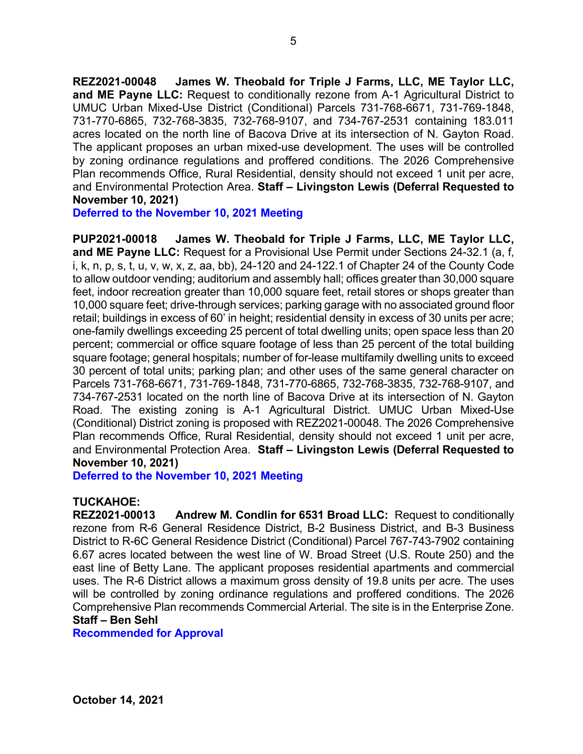**REZ2021-00048 James W. Theobald for Triple J Farms, LLC, ME Taylor LLC, and ME Payne LLC:** Request to conditionally rezone from A-1 Agricultural District to UMUC Urban Mixed-Use District (Conditional) Parcels 731-768-6671, 731-769-1848, 731-770-6865, 732-768-3835, 732-768-9107, and 734-767-2531 containing 183.011 acres located on the north line of Bacova Drive at its intersection of N. Gayton Road. The applicant proposes an urban mixed-use development. The uses will be controlled by zoning ordinance regulations and proffered conditions. The 2026 Comprehensive Plan recommends Office, Rural Residential, density should not exceed 1 unit per acre, and Environmental Protection Area. **Staff – Livingston Lewis (Deferral Requested to November 10, 2021)**

**Deferred to the November 10, 2021 Meeting**

**PUP2021-00018 James W. Theobald for Triple J Farms, LLC, ME Taylor LLC, and ME Payne LLC:** Request for a Provisional Use Permit under Sections 24-32.1 (a, f, i, k, n, p, s, t, u, v, w, x, z, aa, bb), 24-120 and 24-122.1 of Chapter 24 of the County Code to allow outdoor vending; auditorium and assembly hall; offices greater than 30,000 square feet, indoor recreation greater than 10,000 square feet, retail stores or shops greater than 10,000 square feet; drive-through services; parking garage with no associated ground floor retail; buildings in excess of 60' in height; residential density in excess of 30 units per acre; one-family dwellings exceeding 25 percent of total dwelling units; open space less than 20 percent; commercial or office square footage of less than 25 percent of the total building square footage; general hospitals; number of for-lease multifamily dwelling units to exceed 30 percent of total units; parking plan; and other uses of the same general character on Parcels 731-768-6671, 731-769-1848, 731-770-6865, 732-768-3835, 732-768-9107, and 734-767-2531 located on the north line of Bacova Drive at its intersection of N. Gayton Road. The existing zoning is A-1 Agricultural District. UMUC Urban Mixed-Use (Conditional) District zoning is proposed with REZ2021-00048. The 2026 Comprehensive Plan recommends Office, Rural Residential, density should not exceed 1 unit per acre, and Environmental Protection Area. **Staff – Livingston Lewis (Deferral Requested to November 10, 2021)**

**Deferred to the November 10, 2021 Meeting**

**TUCKAHOE:**

**REZ2021-00013 Andrew M. Condlin for 6531 Broad LLC:** Request to conditionally rezone from R-6 General Residence District, B-2 Business District, and B-3 Business District to R-6C General Residence District (Conditional) Parcel 767-743-7902 containing 6.67 acres located between the west line of W. Broad Street (U.S. Route 250) and the east line of Betty Lane. The applicant proposes residential apartments and commercial uses. The R-6 District allows a maximum gross density of 19.8 units per acre. The uses will be controlled by zoning ordinance regulations and proffered conditions. The 2026 Comprehensive Plan recommends Commercial Arterial. The site is in the Enterprise Zone. **Staff – Ben Sehl**

**Recommended for Approval**

**October 14, 2021**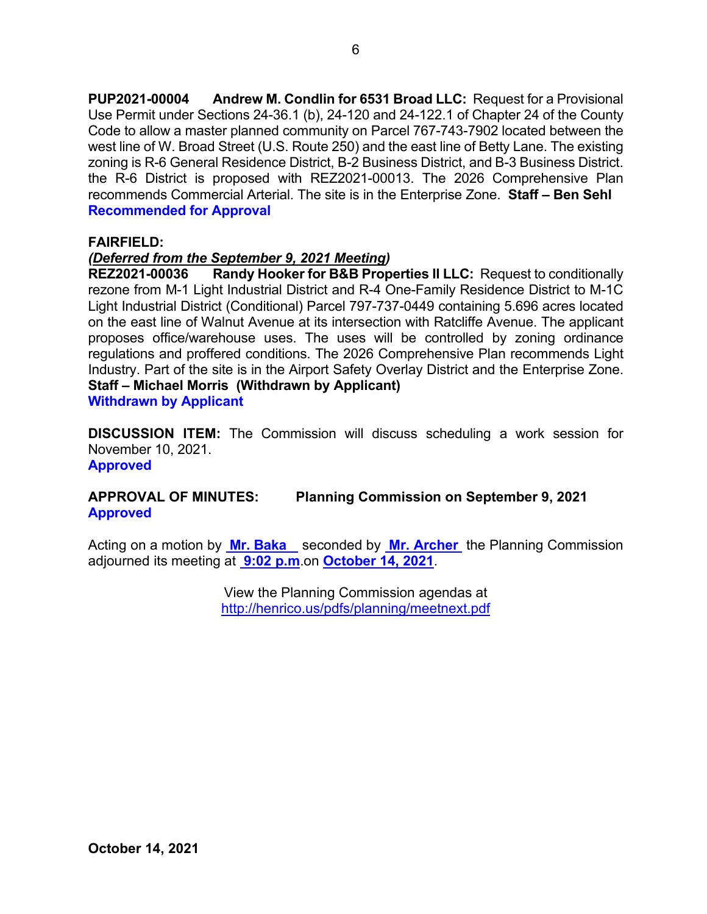**PUP2021-00004 Andrew M. Condlin for 6531 Broad LLC:** Request for a Provisional Use Permit under Sections 24-36.1 (b), 24-120 and 24-122.1 of Chapter 24 of the County Code to allow a master planned community on Parcel 767-743-7902 located between the west line of W. Broad Street (U.S. Route 250) and the east line of Betty Lane. The existing zoning is R-6 General Residence District, B-2 Business District, and B-3 Business District. the R-6 District is proposed with REZ2021-00013. The 2026 Comprehensive Plan recommends Commercial Arterial. The site is in the Enterprise Zone. **Staff – Ben Sehl**
**Recommended for Approval**

**FAIRFIELD:**
***(Deferred from the September 9, 2021 Meeting)***
**REZ2021-00036 Randy Hooker for B&B Properties II LLC:** Request to conditionally rezone from M-1 Light Industrial District and R-4 One-Family Residence District to M-1C Light Industrial District (Conditional) Parcel 797-737-0449 containing 5.696 acres located on the east line of Walnut Avenue at its intersection with Ratcliffe Avenue. The applicant proposes office/warehouse uses. The uses will be controlled by zoning ordinance regulations and proffered conditions. The 2026 Comprehensive Plan recommends Light Industry. Part of the site is in the Airport Safety Overlay District and the Enterprise Zone. **Staff – Michael Morris (Withdrawn by Applicant)**
**Withdrawn by Applicant**

**DISCUSSION ITEM:** The Commission will discuss scheduling a work session for November 10, 2021.
**Approved**

**APPROVAL OF MINUTES: Planning Commission on September 9, 2021**
**Approved**

Acting on a motion by **Mr. Baka** seconded by **Mr. Archer** the Planning Commission adjourned its meeting at **9:02 p.m**.on **October 14, 2021**.

View the Planning Commission agendas at
http://henrico.us/pdfs/planning/meetnext.pdf

**October 14, 2021**